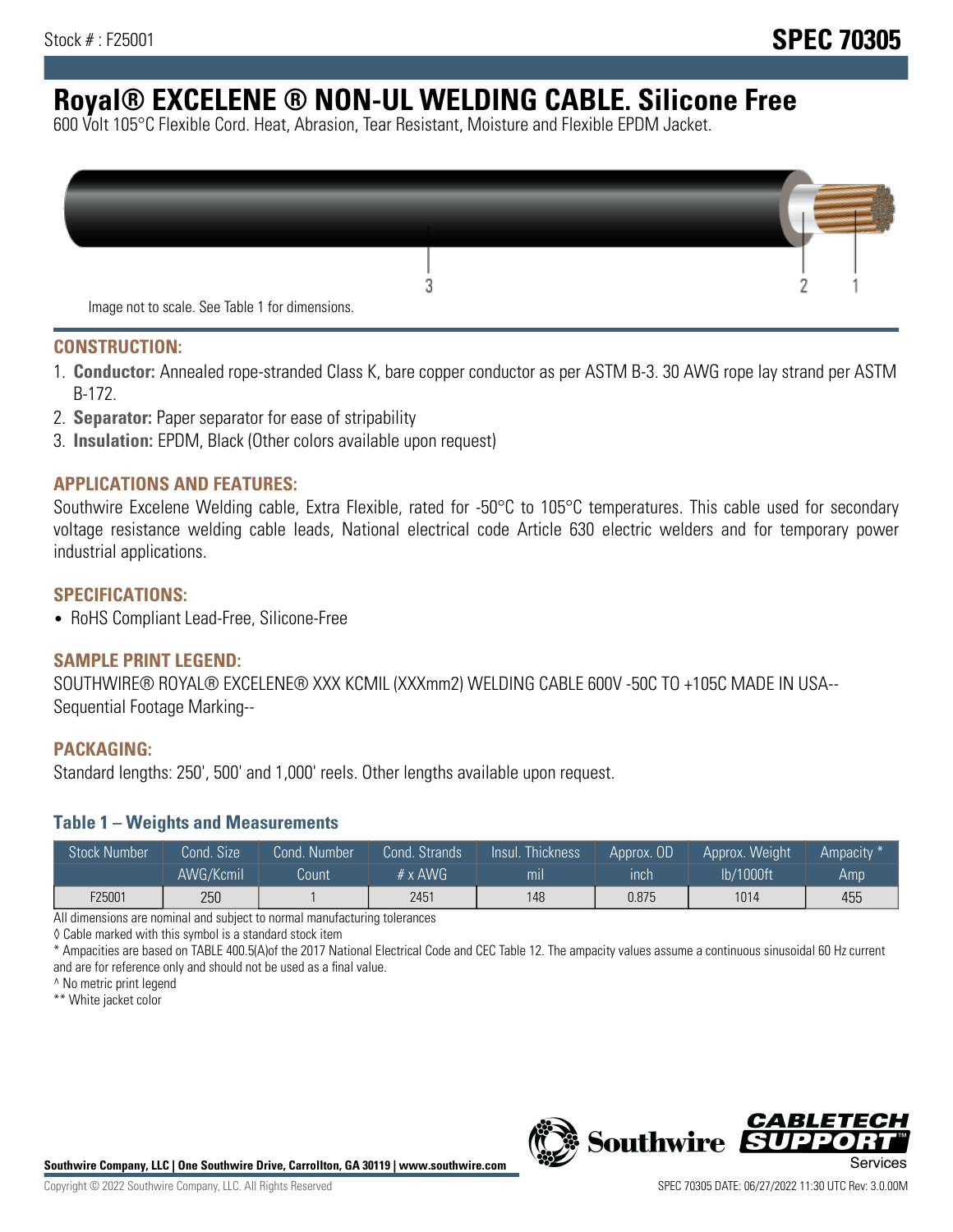Stock # : F25001

# SPEC 70305

# Royal® EXCELENE ® NON-UL WELDING CABLE. Silicone Free

600 Volt 105°C Flexible Cord. Heat, Abrasion, Tear Resistant, Moisture and Flexible EPDM Jacket.

Image not to scale. See Table 1 for dimensions.

## CONSTRUCTION:

1. **Conductor:** Annealed rope-stranded Class K, bare copper conductor as per ASTM B-3. 30 AWG rope lay strand per ASTM B-172.
2. **Separator:** Paper separator for ease of stripability
3. **Insulation:** EPDM, Black (Other colors available upon request)

## APPLICATIONS AND FEATURES:

Southwire Excelene Welding cable, Extra Flexible, rated for -50°C to 105°C temperatures. This cable used for secondary voltage resistance welding cable leads, National electrical code Article 630 electric welders and for temporary power industrial applications.

## SPECIFICATIONS:

- RoHS Compliant Lead-Free, Silicone-Free

## SAMPLE PRINT LEGEND:

SOUTHWIRE® ROYAL® EXCELENE® XXX KCMIL (XXXmm2) WELDING CABLE 600V -50C TO +105C MADE IN USA--Sequential Footage Marking--

## PACKAGING:

Standard lengths: 250', 500' and 1,000' reels. Other lengths available upon request.

### Table 1 – Weights and Measurements

| Stock Number | Cond. Size | Cond. Number | Cond. Strands | Insul. Thickness | Approx. OD | Approx. Weight | Ampacity * |
|---|---|---|---|---|---|---|---|
| | AWG/Kcmil | Count | # x AWG | mil | inch | lb/1000ft | Amp |
| F25001 | 250 | 1 | 2451 | 148 | 0.875 | 1014 | 455 |

All dimensions are nominal and subject to normal manufacturing tolerances

◊ Cable marked with this symbol is a standard stock item

* Ampacities are based on TABLE 400.5(A)of the 2017 National Electrical Code and CEC Table 12. The ampacity values assume a continuous sinusoidal 60 Hz current and are for reference only and should not be used as a final value.

^ No metric print legend

** White jacket color

**Southwire Company, LLC | One Southwire Drive, Carrollton, GA 30119 | www.southwire.com**

Copyright © 2022 Southwire Company, LLC. All Rights Reserved

SPEC 70305 DATE: 06/27/2022 11:30 UTC Rev: 3.0.00M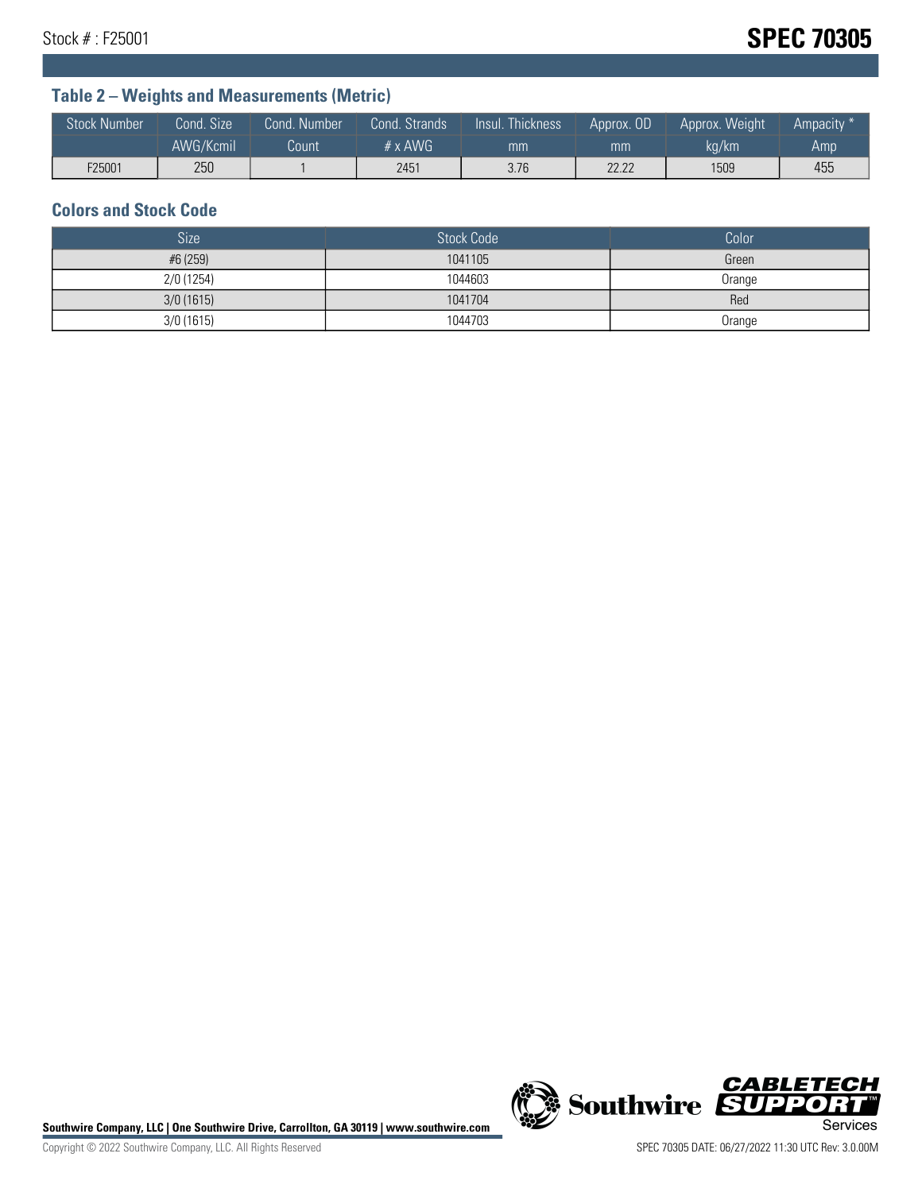## Table 2 – Weights and Measurements (Metric)

| Stock Number | Cond. Size | Cond. Number | Cond. Strands | Insul. Thickness | Approx. OD | Approx. Weight | Ampacity * |
|---|---|---|---|---|---|---|---|
| | AWG/Kcmil | Count | # x AWG | mm | mm | kg/km | Amp |
| F25001 | 250 | 1 | 2451 | 3.76 | 22.22 | 1509 | 455 |

## Colors and Stock Code

| Size | Stock Code | Color |
|---|---|---|
| #6 (259) | 1041105 | Green |
| 2/0 (1254) | 1044603 | Orange |
| 3/0 (1615) | 1041704 | Red |
| 3/0 (1615) | 1044703 | Orange |

**Southwire Company, LLC | One Southwire Drive, Carrollton, GA 30119 | www.southwire.com**

Copyright © 2022 Southwire Company, LLC. All Rights Reserved

SPEC 70305 DATE: 06/27/2022 11:30 UTC Rev: 3.0.00M